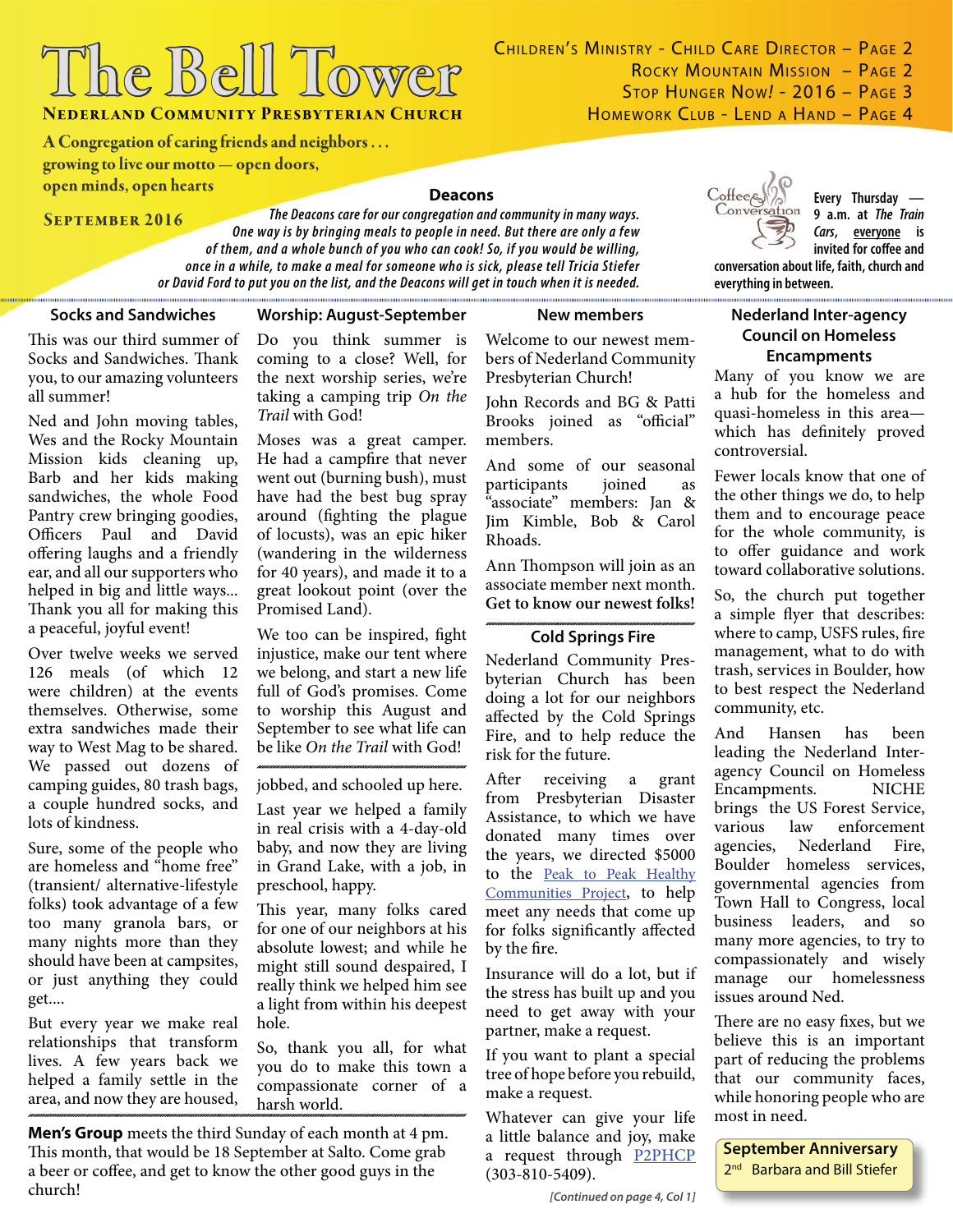# The Bell Tower

**Nederland Community Presbyterian Church**

Children's Ministry - Child Care Director – Page 2
Rocky Mountain Mission – Page 2
Stop Hunger Now! - 2016 – Page 3
Homework Club - Lend a Hand – Page 4

A Congregation of caring friends and neighbors . . . growing to live our motto — open doors, open minds, open hearts

**September 2016**

## Deacons

*The Deacons care for our congregation and community in many ways. One way is by bringing meals to people in need. But there are only a few of them, and a whole bunch of you who can cook! So, if you would be willing, once in a while, to make a meal for someone who is sick, please tell Tricia Stiefer or David Ford to put you on the list, and the Deacons will get in touch when it is needed.*

**Coffee & Conversation** — Every Thursday — 9 a.m. at *The Train Cars*, everyone is invited for coffee and conversation about life, faith, church and everything in between.

## Socks and Sandwiches

This was our third summer of Socks and Sandwiches. Thank you, to our amazing volunteers all summer!

Ned and John moving tables, Wes and the Rocky Mountain Mission kids cleaning up, Barb and her kids making sandwiches, the whole Food Pantry crew bringing goodies, Officers Paul and David offering laughs and a friendly ear, and all our supporters who helped in big and little ways... Thank you all for making this a peaceful, joyful event!

Over twelve weeks we served 126 meals (of which 12 were children) at the events themselves. Otherwise, some extra sandwiches made their way to West Mag to be shared. We passed out dozens of camping guides, 80 trash bags, a couple hundred socks, and lots of kindness.

Sure, some of the people who are homeless and "home free" (transient/ alternative-lifestyle folks) took advantage of a few too many granola bars, or many nights more than they should have been at campsites, or just anything they could get....

But every year we make real relationships that transform lives. A few years back we helped a family settle in the area, and now they are housed, jobbed, and schooled up here.

Last year we helped a family in real crisis with a 4-day-old baby, and now they are living in Grand Lake, with a job, in preschool, happy.

This year, many folks cared for one of our neighbors at his absolute lowest; and while he might still sound despaired, I really think we helped him see a light from within his deepest hole.

So, thank you all, for what you do to make this town a compassionate corner of a harsh world.

## Worship: August-September

Do you think summer is coming to a close? Well, for the next worship series, we're taking a camping trip *On the Trail* with God!

Moses was a great camper. He had a campfire that never went out (burning bush), must have had the best bug spray around (fighting the plague of locusts), was an epic hiker (wandering in the wilderness for 40 years), and made it to a great lookout point (over the Promised Land).

We too can be inspired, fight injustice, make our tent where we belong, and start a new life full of God's promises. Come to worship this August and September to see what life can be like *On the Trail* with God!

**Men's Group** meets the third Sunday of each month at 4 pm. This month, that would be 18 September at Salto. Come grab a beer or coffee, and get to know the other good guys in the church!

## New members

Welcome to our newest members of Nederland Community Presbyterian Church!

John Records and BG & Patti Brooks joined as "official" members.

And some of our seasonal participants joined as "associate" members: Jan & Jim Kimble, Bob & Carol Rhoads.

Ann Thompson will join as an associate member next month.

**Get to know our newest folks!**

## Cold Springs Fire

Nederland Community Presbyterian Church has been doing a lot for our neighbors affected by the Cold Springs Fire, and to help reduce the risk for the future.

After receiving a grant from Presbyterian Disaster Assistance, to which we have donated many times over the years, we directed $5000 to the Peak to Peak Healthy Communities Project, to help meet any needs that come up for folks significantly affected by the fire.

Insurance will do a lot, but if the stress has built up and you need to get away with your partner, make a request.

If you want to plant a special tree of hope before you rebuild, make a request.

Whatever can give your life a little balance and joy, make a request through P2PHCP (303-810-5409).

*[Continued on page 4, Col 1]*

## Nederland Inter-agency Council on Homeless Encampments

Many of you know we are a hub for the homeless and quasi-homeless in this area—which has definitely proved controversial.

Fewer locals know that one of the other things we do, to help them and to encourage peace for the whole community, is to offer guidance and work toward collaborative solutions.

So, the church put together a simple flyer that describes: where to camp, USFS rules, fire management, what to do with trash, services in Boulder, how to best respect the Nederland community, etc.

And Hansen has been leading the Nederland Inter-agency Council on Homeless Encampments. NICHE brings the US Forest Service, various law enforcement agencies, Nederland Fire, Boulder homeless services, governmental agencies from Town Hall to Congress, local business leaders, and so many more agencies, to try to compassionately and wisely manage our homelessness issues around Ned.

There are no easy fixes, but we believe this is an important part of reducing the problems that our community faces, while honoring people who are most in need.

**September Anniversary**
2nd Barbara and Bill Stiefer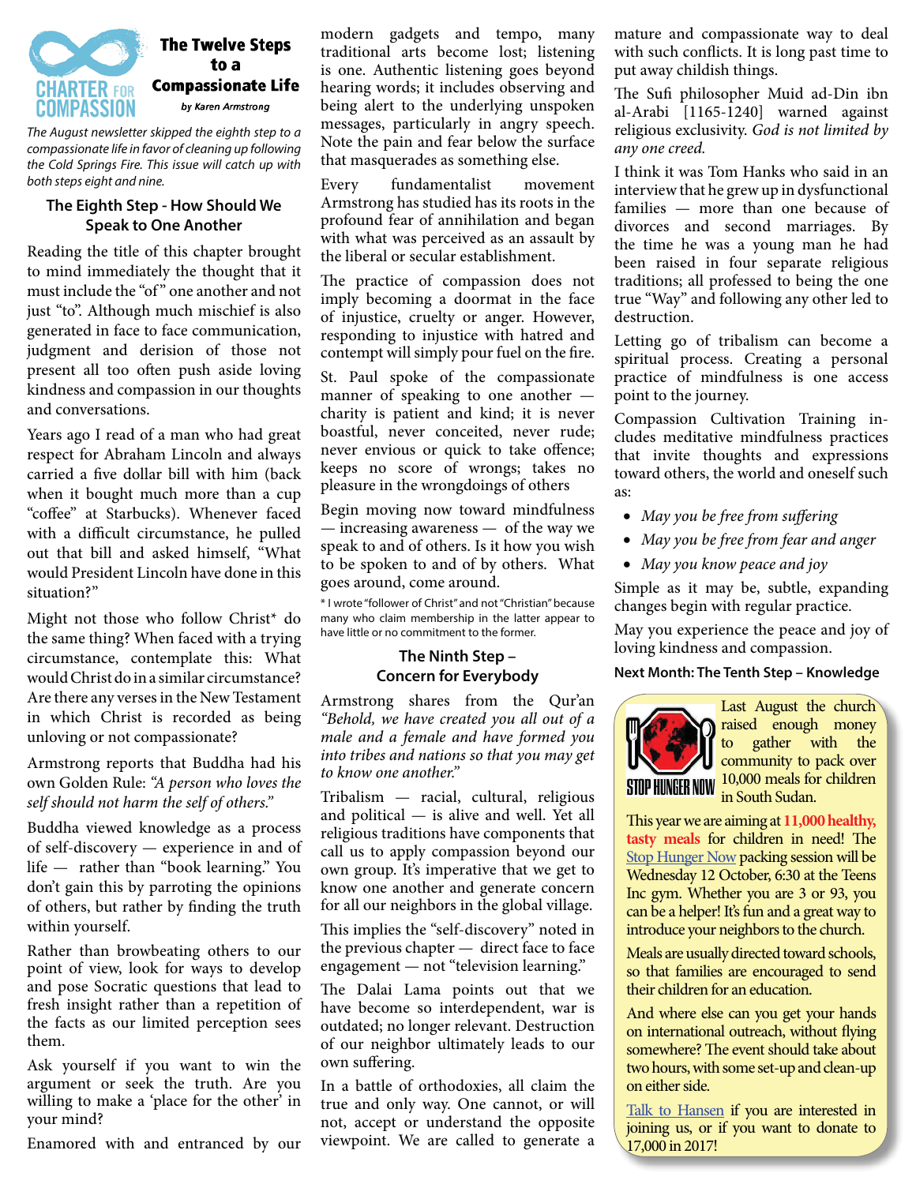# The Twelve Steps to a Compassionate Life

*by Karen Armstrong*

*The August newsletter skipped the eighth step to a compassionate life in favor of cleaning up following the Cold Springs Fire. This issue will catch up with both steps eight and nine.*

## The Eighth Step - How Should We Speak to One Another

Reading the title of this chapter brought to mind immediately the thought that it must include the "of" one another and not just "to". Although much mischief is also generated in face to face communication, judgment and derision of those not present all too often push aside loving kindness and compassion in our thoughts and conversations.

Years ago I read of a man who had great respect for Abraham Lincoln and always carried a five dollar bill with him (back when it bought much more than a cup "coffee" at Starbucks). Whenever he faced with a difficult circumstance, he pulled out that bill and asked himself, "What would President Lincoln have done in this situation?"

Might not those who follow Christ* do the same thing? When faced with a trying circumstance, contemplate this: What would Christ do in a similar circumstance? Are there any verses in the New Testament in which Christ is recorded as being unloving or not compassionate?

Armstrong reports that Buddha had his own Golden Rule: *"A person who loves the self should not harm the self of others."*

Buddha viewed knowledge as a process of self-discovery — experience in and of life — rather than "book learning." You don't gain this by parroting the opinions of others, but rather by finding the truth within yourself.

Rather than browbeating others to our point of view, look for ways to develop and pose Socratic questions that lead to fresh insight rather than a repetition of the facts as our limited perception sees them.

Ask yourself if you want to win the argument or seek the truth. Are you willing to make a 'place for the other' in your mind?

Enamored with and entranced by our modern gadgets and tempo, many traditional arts become lost; listening is one. Authentic listening goes beyond hearing words; it includes observing and being alert to the underlying unspoken messages, particularly in angry speech. Note the pain and fear below the surface that masquerades as something else.

Every fundamentalist movement Armstrong has studied has its roots in the profound fear of annihilation and began with what was perceived as an assault by the liberal or secular establishment.

The practice of compassion does not imply becoming a doormat in the face of injustice, cruelty or anger. However, responding to injustice with hatred and contempt will simply pour fuel on the fire.

St. Paul spoke of the compassionate manner of speaking to one another — charity is patient and kind; it is never boastful, never conceited, never rude; never envious or quick to take offence; keeps no score of wrongs; takes no pleasure in the wrongdoings of others

Begin moving now toward mindfulness — increasing awareness — of the way we speak to and of others. Is it how you wish to be spoken to and of by others. What goes around, come around.

\* I wrote "follower of Christ" and not "Christian" because many who claim membership in the latter appear to have little or no commitment to the former.

## The Ninth Step – Concern for Everybody

Armstrong shares from the Qur'an *"Behold, we have created you all out of a male and a female and have formed you into tribes and nations so that you may get to know one another."*

Tribalism — racial, cultural, religious and political — is alive and well. Yet all religious traditions have components that call us to apply compassion beyond our own group. It's imperative that we get to know one another and generate concern for all our neighbors in the global village.

This implies the "self-discovery" noted in the previous chapter — direct face to face engagement — not "television learning."

The Dalai Lama points out that we have become so interdependent, war is outdated; no longer relevant. Destruction of our neighbor ultimately leads to our own suffering.

In a battle of orthodoxies, all claim the true and only way. One cannot, or will not, accept or understand the opposite viewpoint. We are called to generate a mature and compassionate way to deal with such conflicts. It is long past time to put away childish things.

The Sufi philosopher Muid ad-Din ibn al-Arabi [1165-1240] warned against religious exclusivity. *God is not limited by any one creed.*

I think it was Tom Hanks who said in an interview that he grew up in dysfunctional families — more than one because of divorces and second marriages. By the time he was a young man he had been raised in four separate religious traditions; all professed to being the one true "Way" and following any other led to destruction.

Letting go of tribalism can become a spiritual process. Creating a personal practice of mindfulness is one access point to the journey.

Compassion Cultivation Training includes meditative mindfulness practices that invite thoughts and expressions toward others, the world and oneself such as:

- *May you be free from suffering*
- *May you be free from fear and anger*
- *May you know peace and joy*

Simple as it may be, subtle, expanding changes begin with regular practice.

May you experience the peace and joy of loving kindness and compassion.

**Next Month: The Tenth Step – Knowledge**

STOP HUNGER NOW

Last August the church raised enough money to gather with the community to pack over 10,000 meals for children in South Sudan.

This year we are aiming at **11,000 healthy, tasty meals** for children in need! The Stop Hunger Now packing session will be Wednesday 12 October, 6:30 at the Teens Inc gym. Whether you are 3 or 93, you can be a helper! It's fun and a great way to introduce your neighbors to the church.

Meals are usually directed toward schools, so that families are encouraged to send their children for an education.

And where else can you get your hands on international outreach, without flying somewhere? The event should take about two hours, with some set-up and clean-up on either side.

Talk to Hansen if you are interested in joining us, or if you want to donate to 17,000 in 2017!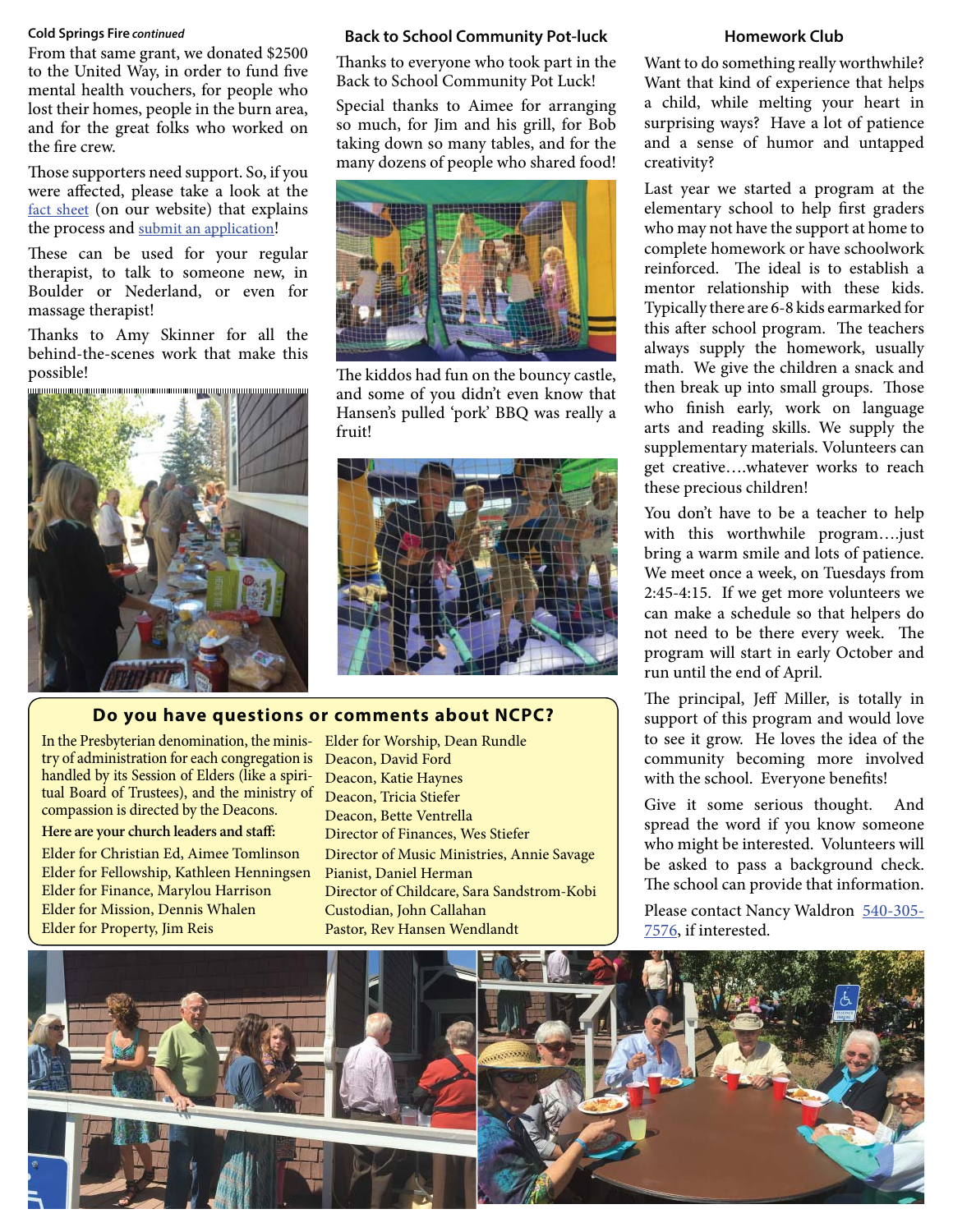**Cold Springs Fire** *continued*

From that same grant, we donated $2500 to the United Way, in order to fund five mental health vouchers, for people who lost their homes, people in the burn area, and for the great folks who worked on the fire crew.

Those supporters need support. So, if you were affected, please take a look at the fact sheet (on our website) that explains the process and submit an application!

These can be used for your regular therapist, to talk to someone new, in Boulder or Nederland, or even for massage therapist!

Thanks to Amy Skinner for all the behind-the-scenes work that make this possible!

## Back to School Community Pot-luck

Thanks to everyone who took part in the Back to School Community Pot Luck!

Special thanks to Aimee for arranging so much, for Jim and his grill, for Bob taking down so many tables, and for the many dozens of people who shared food!

The kiddos had fun on the bouncy castle, and some of you didn't even know that Hansen's pulled 'pork' BBQ was really a fruit!

## Homework Club

Want to do something really worthwhile? Want that kind of experience that helps a child, while melting your heart in surprising ways? Have a lot of patience and a sense of humor and untapped creativity?

Last year we started a program at the elementary school to help first graders who may not have the support at home to complete homework or have schoolwork reinforced. The ideal is to establish a mentor relationship with these kids. Typically there are 6-8 kids earmarked for this after school program. The teachers always supply the homework, usually math. We give the children a snack and then break up into small groups. Those who finish early, work on language arts and reading skills. We supply the supplementary materials. Volunteers can get creative….whatever works to reach these precious children!

You don't have to be a teacher to help with this worthwhile program….just bring a warm smile and lots of patience. We meet once a week, on Tuesdays from 2:45-4:15. If we get more volunteers we can make a schedule so that helpers do not need to be there every week. The program will start in early October and run until the end of April.

The principal, Jeff Miller, is totally in support of this program and would love to see it grow. He loves the idea of the community becoming more involved with the school. Everyone benefits!

Give it some serious thought. And spread the word if you know someone who might be interested. Volunteers will be asked to pass a background check. The school can provide that information.

Please contact Nancy Waldron 540-305-7576, if interested.

## Do you have questions or comments about NCPC?

In the Presbyterian denomination, the ministry of administration for each congregation is handled by its Session of Elders (like a spiritual Board of Trustees), and the ministry of compassion is directed by the Deacons.

**Here are your church leaders and staff:**

Elder for Christian Ed, Aimee Tomlinson
Elder for Fellowship, Kathleen Henningsen
Elder for Finance, Marylou Harrison
Elder for Mission, Dennis Whalen
Elder for Property, Jim Reis
Elder for Worship, Dean Rundle
Deacon, David Ford
Deacon, Katie Haynes
Deacon, Tricia Stiefer
Deacon, Bette Ventrella
Director of Finances, Wes Stiefer
Director of Music Ministries, Annie Savage
Pianist, Daniel Herman
Director of Childcare, Sara Sandstrom-Kobi
Custodian, John Callahan
Pastor, Rev Hansen Wendlandt